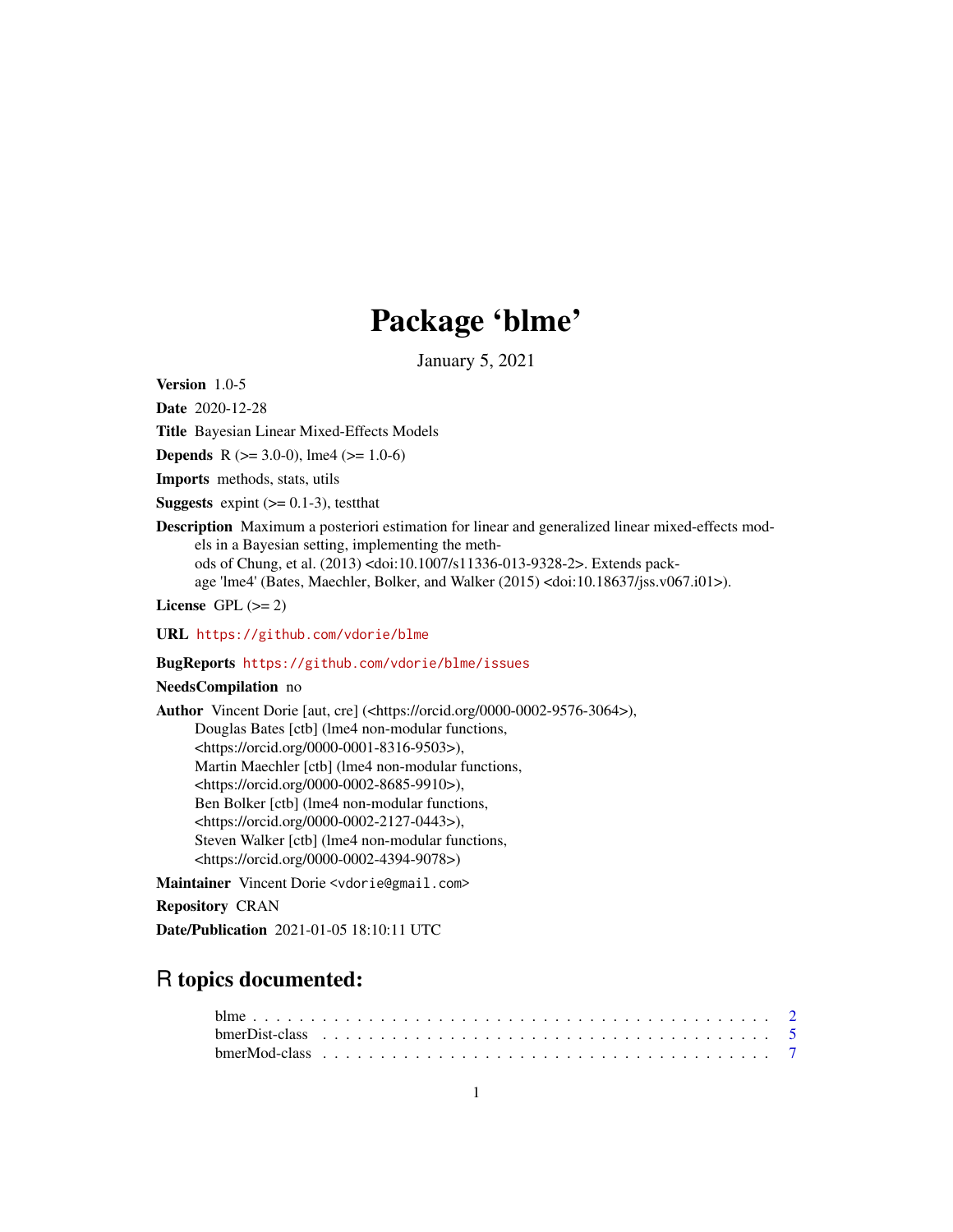# Package 'blme'

January 5, 2021

**Version** 1.0-5

**Date** 2020-12-28

**Title** Bayesian Linear Mixed-Effects Models

**Depends** R (>= 3.0-0), lme4 (>= 1.0-6)

**Imports** methods, stats, utils

**Suggests** expint (>= 0.1-3), testthat

**Description** Maximum a posteriori estimation for linear and generalized linear mixed-effects models in a Bayesian setting, implementing the methods of Chung, et al. (2013) <doi:10.1007/s11336-013-9328-2>. Extends package 'lme4' (Bates, Maechler, Bolker, and Walker (2015) <doi:10.18637/jss.v067.i01>).

**License** GPL (>= 2)

**URL** https://github.com/vdorie/blme

**BugReports** https://github.com/vdorie/blme/issues

**NeedsCompilation** no

**Author** Vincent Dorie [aut, cre] (<https://orcid.org/0000-0002-9576-3064>), Douglas Bates [ctb] (lme4 non-modular functions, <https://orcid.org/0000-0001-8316-9503>), Martin Maechler [ctb] (lme4 non-modular functions, <https://orcid.org/0000-0002-8685-9910>), Ben Bolker [ctb] (lme4 non-modular functions, <https://orcid.org/0000-0002-2127-0443>), Steven Walker [ctb] (lme4 non-modular functions, <https://orcid.org/0000-0002-4394-9078>)

**Maintainer** Vincent Dorie <vdorie@gmail.com>

**Repository** CRAN

**Date/Publication** 2021-01-05 18:10:11 UTC

## R topics documented:

blme . . . . . . . . . . . . . . . . . . . . . . . . . . . . . . . . . . . . . . . . . . . 2
bmerDist-class . . . . . . . . . . . . . . . . . . . . . . . . . . . . . . . . . . . . . . 5
bmerMod-class . . . . . . . . . . . . . . . . . . . . . . . . . . . . . . . . . . . . . . 7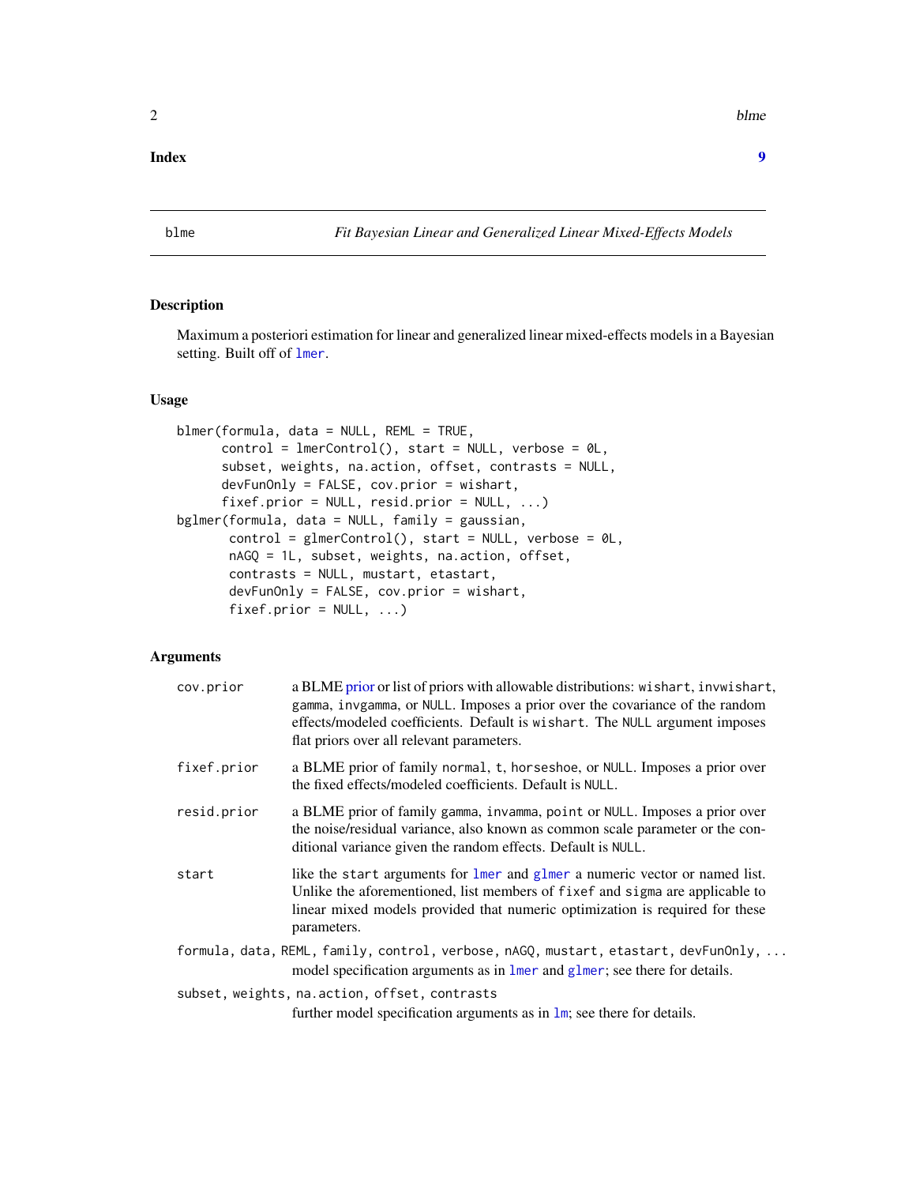**Index** **9**

---

blme *Fit Bayesian Linear and Generalized Linear Mixed-Effects Models*

---

## Description

Maximum a posteriori estimation for linear and generalized linear mixed-effects models in a Bayesian setting. Built off of lmer.

## Usage

```
blmer(formula, data = NULL, REML = TRUE,
      control = lmerControl(), start = NULL, verbose = 0L,
      subset, weights, na.action, offset, contrasts = NULL,
      devFunOnly = FALSE, cov.prior = wishart,
      fixef.prior = NULL, resid.prior = NULL, ...)
bglmer(formula, data = NULL, family = gaussian,
       control = glmerControl(), start = NULL, verbose = 0L,
       nAGQ = 1L, subset, weights, na.action, offset,
       contrasts = NULL, mustart, etastart,
       devFunOnly = FALSE, cov.prior = wishart,
       fixef.prior = NULL, ...)
```

## Arguments

`cov.prior` a BLME prior or list of priors with allowable distributions: `wishart`, `invwishart`, `gamma`, `invgamma`, or `NULL`. Imposes a prior over the covariance of the random effects/modeled coefficients. Default is `wishart`. The `NULL` argument imposes flat priors over all relevant parameters.

`fixef.prior` a BLME prior of family `normal`, `t`, `horseshoe`, or `NULL`. Imposes a prior over the fixed effects/modeled coefficients. Default is `NULL`.

`resid.prior` a BLME prior of family `gamma`, `invamma`, `point` or `NULL`. Imposes a prior over the noise/residual variance, also known as common scale parameter or the conditional variance given the random effects. Default is `NULL`.

`start` like the `start` arguments for lmer and glmer a numeric vector or named list. Unlike the aforementioned, list members of `fixef` and `sigma` are applicable to linear mixed models provided that numeric optimization is required for these parameters.

`formula, data, REML, family, control, verbose, nAGQ, mustart, etastart, devFunOnly, ...`
model specification arguments as in lmer and glmer; see there for details.

`subset, weights, na.action, offset, contrasts`
further model specification arguments as in lm; see there for details.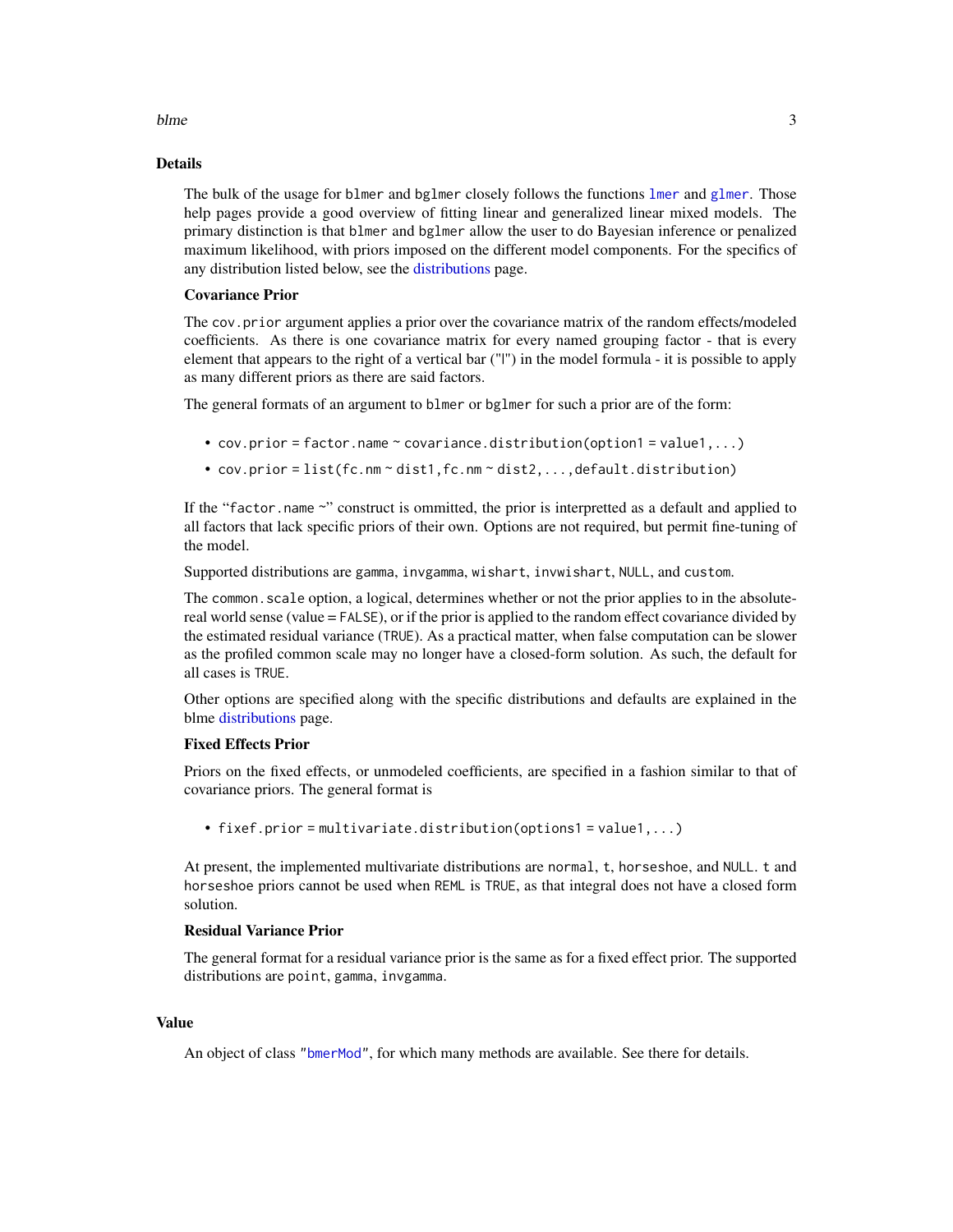## Details

The bulk of the usage for `blmer` and `bglmer` closely follows the functions `lmer` and `glmer`. Those help pages provide a good overview of fitting linear and generalized linear mixed models. The primary distinction is that `blmer` and `bglmer` allow the user to do Bayesian inference or penalized maximum likelihood, with priors imposed on the different model components. For the specifics of any distribution listed below, see the distributions page.

### Covariance Prior

The `cov.prior` argument applies a prior over the covariance matrix of the random effects/modeled coefficients. As there is one covariance matrix for every named grouping factor - that is every element that appears to the right of a vertical bar ("|") in the model formula - it is possible to apply as many different priors as there are said factors.

The general formats of an argument to `blmer` or `bglmer` for such a prior are of the form:

- `cov.prior = factor.name ~ covariance.distribution(option1 = value1, ...)`
- `cov.prior = list(fc.nm ~ dist1, fc.nm ~ dist2, ..., default.distribution)`

If the "`factor.name ~`" construct is ommitted, the prior is interpretted as a default and applied to all factors that lack specific priors of their own. Options are not required, but permit fine-tuning of the model.

Supported distributions are `gamma`, `invgamma`, `wishart`, `invwishart`, `NULL`, and `custom`.

The `common.scale` option, a logical, determines whether or not the prior applies to in the absolute-real world sense (value = `FALSE`), or if the prior is applied to the random effect covariance divided by the estimated residual variance (`TRUE`). As a practical matter, when false computation can be slower as the profiled common scale may no longer have a closed-form solution. As such, the default for all cases is `TRUE`.

Other options are specified along with the specific distributions and defaults are explained in the blme distributions page.

### Fixed Effects Prior

Priors on the fixed effects, or unmodeled coefficients, are specified in a fashion similar to that of covariance priors. The general format is

- `fixef.prior = multivariate.distribution(options1 = value1, ...)`

At present, the implemented multivariate distributions are `normal`, `t`, `horseshoe`, and `NULL`. `t` and `horseshoe` priors cannot be used when `REML` is `TRUE`, as that integral does not have a closed form solution.

### Residual Variance Prior

The general format for a residual variance prior is the same as for a fixed effect prior. The supported distributions are `point`, `gamma`, `invgamma`.

## Value

An object of class "`bmerMod`", for which many methods are available. See there for details.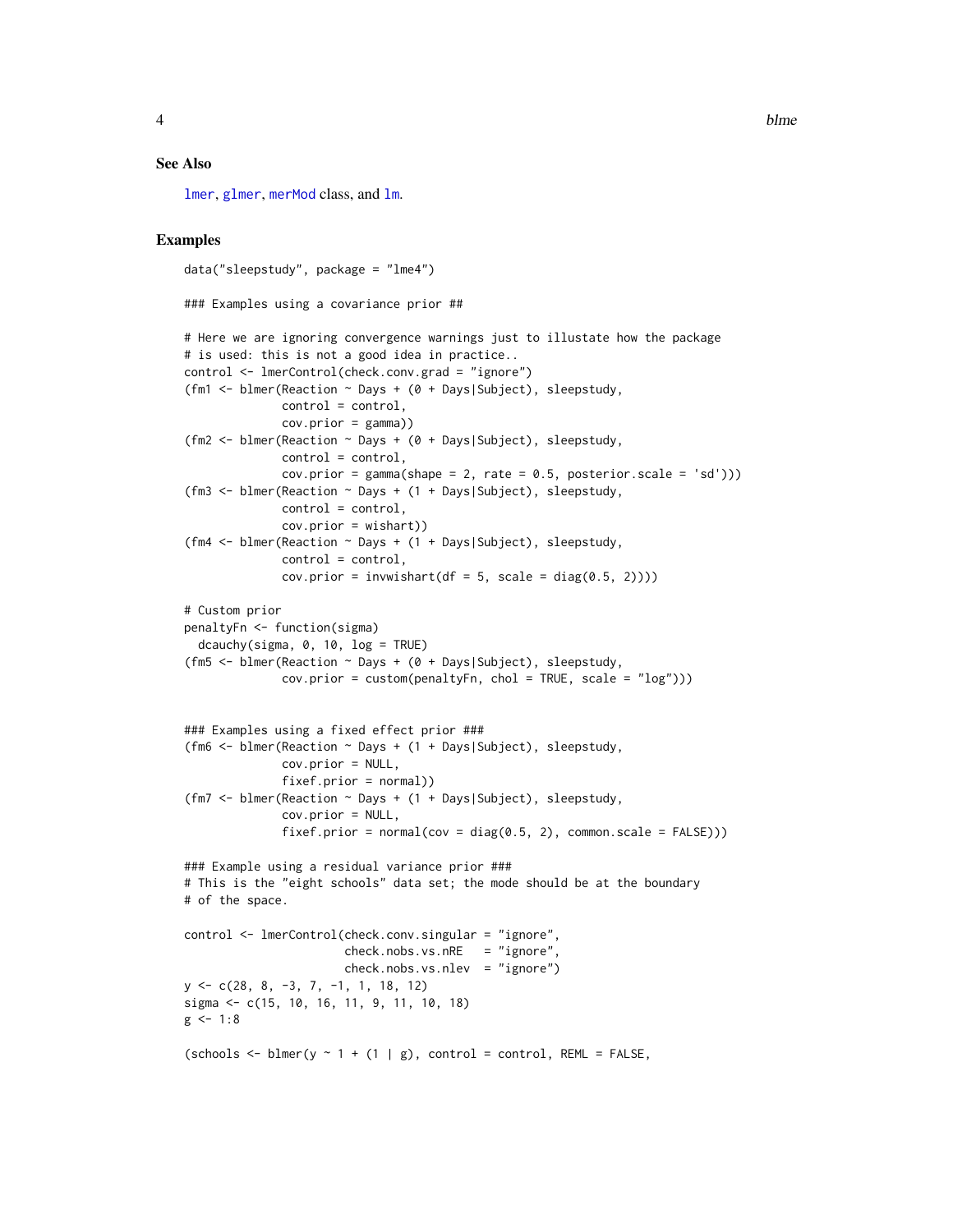## See Also

lmer, glmer, merMod class, and lm.

## Examples

```
data("sleepstudy", package = "lme4")

### Examples using a covariance prior ##

# Here we are ignoring convergence warnings just to illustate how the package
# is used: this is not a good idea in practice..
control <- lmerControl(check.conv.grad = "ignore")
(fm1 <- blmer(Reaction ~ Days + (0 + Days|Subject), sleepstudy,
              control = control,
              cov.prior = gamma))
(fm2 <- blmer(Reaction ~ Days + (0 + Days|Subject), sleepstudy,
              control = control,
              cov.prior = gamma(shape = 2, rate = 0.5, posterior.scale = 'sd')))
(fm3 <- blmer(Reaction ~ Days + (1 + Days|Subject), sleepstudy,
              control = control,
              cov.prior = wishart))
(fm4 <- blmer(Reaction ~ Days + (1 + Days|Subject), sleepstudy,
              control = control,
              cov.prior = invwishart(df = 5, scale = diag(0.5, 2))))

# Custom prior
penaltyFn <- function(sigma)
  dcauchy(sigma, 0, 10, log = TRUE)
(fm5 <- blmer(Reaction ~ Days + (0 + Days|Subject), sleepstudy,
              cov.prior = custom(penaltyFn, chol = TRUE, scale = "log")))


### Examples using a fixed effect prior ###
(fm6 <- blmer(Reaction ~ Days + (1 + Days|Subject), sleepstudy,
              cov.prior = NULL,
              fixef.prior = normal))
(fm7 <- blmer(Reaction ~ Days + (1 + Days|Subject), sleepstudy,
              cov.prior = NULL,
              fixef.prior = normal(cov = diag(0.5, 2), common.scale = FALSE)))

### Example using a residual variance prior ###
# This is the "eight schools" data set; the mode should be at the boundary
# of the space.

control <- lmerControl(check.conv.singular = "ignore",
                       check.nobs.vs.nRE   = "ignore",
                       check.nobs.vs.nlev  = "ignore")
y <- c(28, 8, -3, 7, -1, 1, 18, 12)
sigma <- c(15, 10, 16, 11, 9, 11, 10, 18)
g <- 1:8

(schools <- blmer(y ~ 1 + (1 | g), control = control, REML = FALSE,
```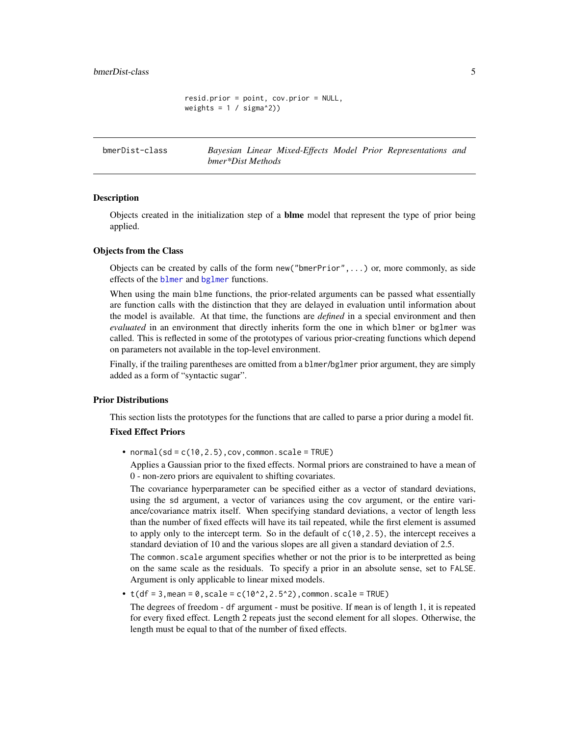```
                    resid.prior = point, cov.prior = NULL,
                    weights = 1 / sigma^2))
```

## bmerDist-class — *Bayesian Linear Mixed-Effects Model Prior Representations and bmer*Dist Methods*

### Description

Objects created in the initialization step of a **blme** model that represent the type of prior being applied.

### Objects from the Class

Objects can be created by calls of the form `new("bmerPrior",...)` or, more commonly, as side effects of the `blmer` and `bglmer` functions.

When using the main blme functions, the prior-related arguments can be passed what essentially are function calls with the distinction that they are delayed in evaluation until information about the model is available. At that time, the functions are *defined* in a special environment and then *evaluated* in an environment that directly inherits form the one in which `blmer` or `bglmer` was called. This is reflected in some of the prototypes of various prior-creating functions which depend on parameters not available in the top-level environment.

Finally, if the trailing parentheses are omitted from a `blmer`/`bglmer` prior argument, they are simply added as a form of "syntactic sugar".

### Prior Distributions

This section lists the prototypes for the functions that are called to parse a prior during a model fit.

**Fixed Effect Priors**

- `normal(sd = c(10,2.5),cov,common.scale = TRUE)`

  Applies a Gaussian prior to the fixed effects. Normal priors are constrained to have a mean of 0 - non-zero priors are equivalent to shifting covariates.

  The covariance hyperparameter can be specified either as a vector of standard deviations, using the `sd` argument, a vector of variances using the `cov` argument, or the entire variance/covariance matrix itself. When specifying standard deviations, a vector of length less than the number of fixed effects will have its tail repeated, while the first element is assumed to apply only to the intercept term. So in the default of `c(10,2.5)`, the intercept receives a standard deviation of 10 and the various slopes are all given a standard deviation of 2.5.

  The `common.scale` argument specifies whether or not the prior is to be interpretted as being on the same scale as the residuals. To specify a prior in an absolute sense, set to `FALSE`. Argument is only applicable to linear mixed models.

- `t(df = 3,mean = 0,scale = c(10^2,2.5^2),common.scale = TRUE)`

  The degrees of freedom - `df` argument - must be positive. If `mean` is of length 1, it is repeated for every fixed effect. Length 2 repeats just the second element for all slopes. Otherwise, the length must be equal to that of the number of fixed effects.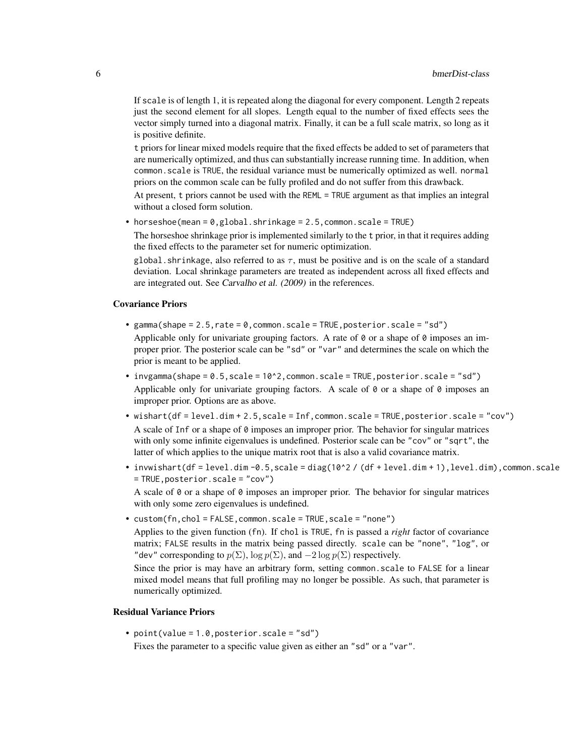If `scale` is of length 1, it is repeated along the diagonal for every component. Length 2 repeats just the second element for all slopes. Length equal to the number of fixed effects sees the vector simply turned into a diagonal matrix. Finally, it can be a full scale matrix, so long as it is positive definite.

`t` priors for linear mixed models require that the fixed effects be added to set of parameters that are numerically optimized, and thus can substantially increase running time. In addition, when `common.scale` is `TRUE`, the residual variance must be numerically optimized as well. `normal` priors on the common scale can be fully profiled and do not suffer from this drawback.

At present, `t` priors cannot be used with the `REML = TRUE` argument as that implies an integral without a closed form solution.

- `horseshoe(mean = 0,global.shrinkage = 2.5,common.scale = TRUE)`

  The horseshoe shrinkage prior is implemented similarly to the `t` prior, in that it requires adding the fixed effects to the parameter set for numeric optimization.

  `global.shrinkage`, also referred to as $\tau$, must be positive and is on the scale of a standard deviation. Local shrinkage parameters are treated as independent across all fixed effects and are integrated out. See *Carvalho et al. (2009)* in the references.

### Covariance Priors

- `gamma(shape = 2.5,rate = 0,common.scale = TRUE,posterior.scale = "sd")`

  Applicable only for univariate grouping factors. A rate of `0` or a shape of `0` imposes an improper prior. The posterior scale can be `"sd"` or `"var"` and determines the scale on which the prior is meant to be applied.

- `invgamma(shape = 0.5,scale = 10^2,common.scale = TRUE,posterior.scale = "sd")`

  Applicable only for univariate grouping factors. A scale of `0` or a shape of `0` imposes an improper prior. Options are as above.

- `wishart(df = level.dim + 2.5,scale = Inf,common.scale = TRUE,posterior.scale = "cov")`

  A scale of `Inf` or a shape of `0` imposes an improper prior. The behavior for singular matrices with only some infinite eigenvalues is undefined. Posterior scale can be `"cov"` or `"sqrt"`, the latter of which applies to the unique matrix root that is also a valid covariance matrix.

- `invwishart(df = level.dim -0.5,scale = diag(10^2 / (df + level.dim + 1),level.dim),common.scale = TRUE,posterior.scale = "cov")`

  A scale of `0` or a shape of `0` imposes an improper prior. The behavior for singular matrices with only some zero eigenvalues is undefined.

- `custom(fn,chol = FALSE,common.scale = TRUE,scale = "none")`

  Applies to the given function (`fn`). If `chol` is `TRUE`, `fn` is passed a *right* factor of covariance matrix; `FALSE` results in the matrix being passed directly. `scale` can be `"none"`, `"log"`, or `"dev"` corresponding to $p(\Sigma)$, $\log p(\Sigma)$, and $-2\log p(\Sigma)$ respectively.

  Since the prior is may have an arbitrary form, setting `common.scale` to `FALSE` for a linear mixed model means that full profiling may no longer be possible. As such, that parameter is numerically optimized.

### Residual Variance Priors

- `point(value = 1.0,posterior.scale = "sd")`

  Fixes the parameter to a specific value given as either an `"sd"` or a `"var"`.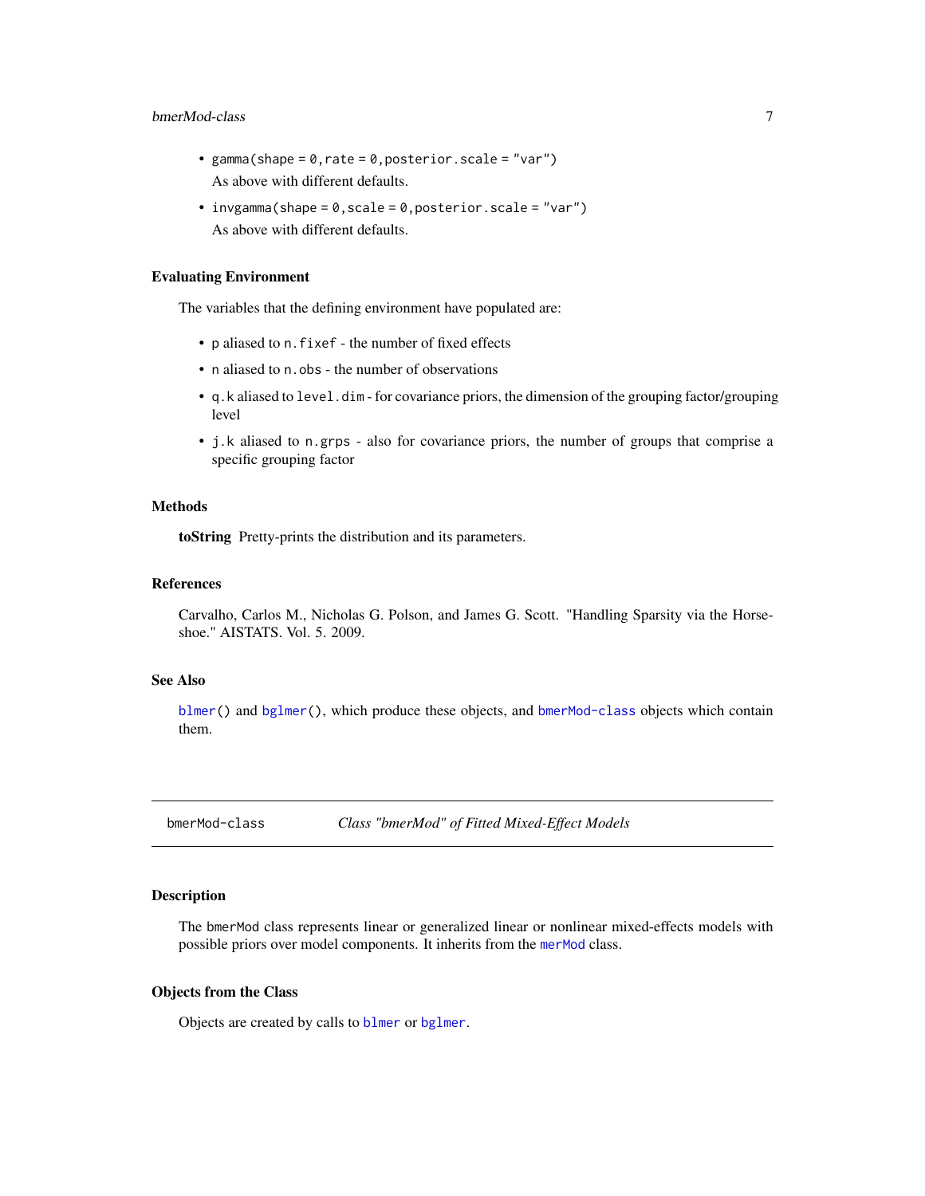- `gamma(shape = 0,rate = 0,posterior.scale = "var")`
  As above with different defaults.
- `invgamma(shape = 0,scale = 0,posterior.scale = "var")`
  As above with different defaults.

### Evaluating Environment

The variables that the defining environment have populated are:

- `p` aliased to `n.fixef` - the number of fixed effects
- `n` aliased to `n.obs` - the number of observations
- `q.k` aliased to `level.dim` - for covariance priors, the dimension of the grouping factor/grouping level
- `j.k` aliased to `n.grps` - also for covariance priors, the number of groups that comprise a specific grouping factor

### Methods

**toString** Pretty-prints the distribution and its parameters.

### References

Carvalho, Carlos M., Nicholas G. Polson, and James G. Scott. "Handling Sparsity via the Horseshoe." AISTATS. Vol. 5. 2009.

### See Also

`blmer()` and `bglmer()`, which produce these objects, and `bmerMod-class` objects which contain them.

---

## bmerMod-class — *Class "bmerMod" of Fitted Mixed-Effect Models*

### Description

The `bmerMod` class represents linear or generalized linear or nonlinear mixed-effects models with possible priors over model components. It inherits from the `merMod` class.

### Objects from the Class

Objects are created by calls to `blmer` or `bglmer`.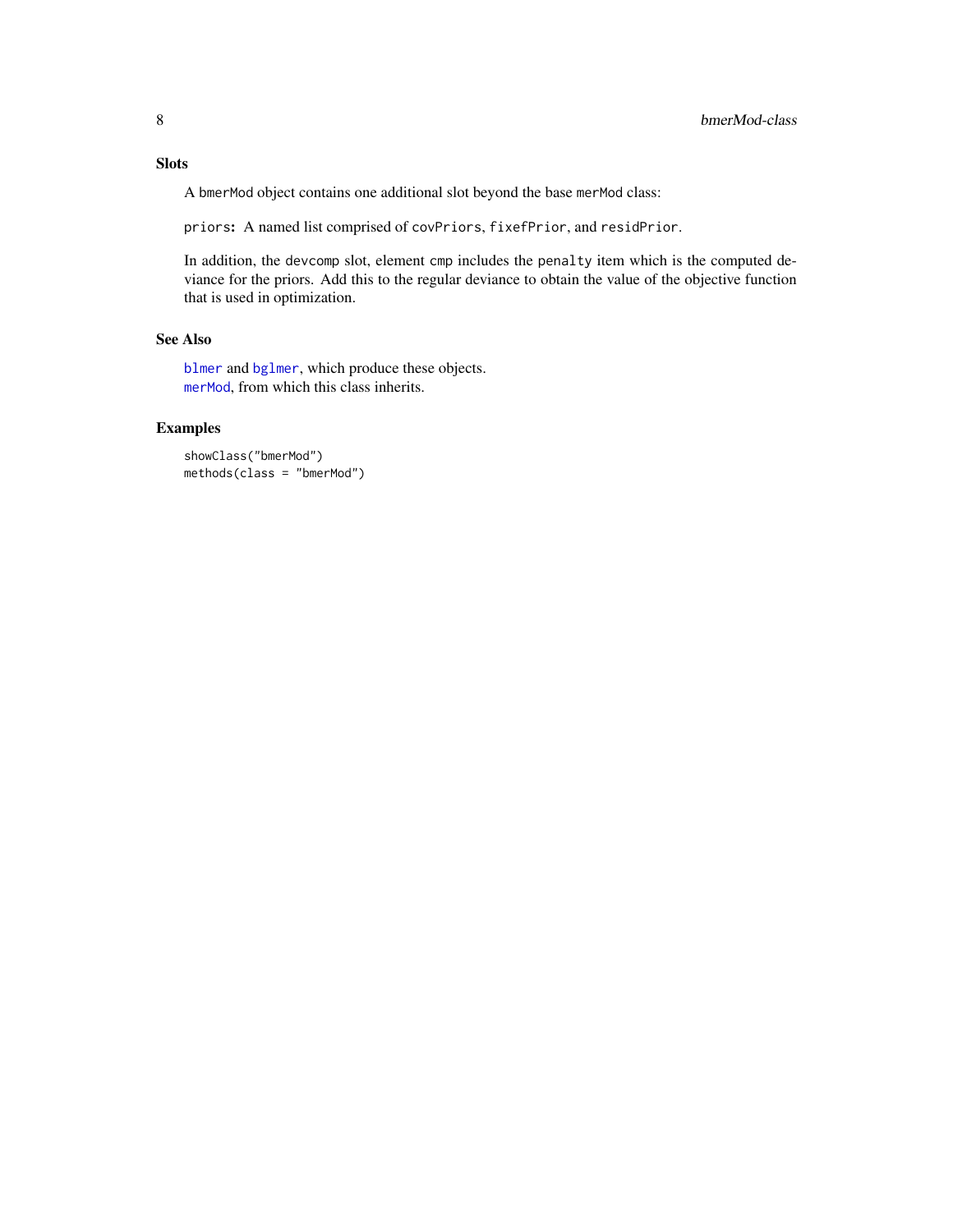## Slots

A bmerMod object contains one additional slot beyond the base merMod class:

priors**:** A named list comprised of covPriors, fixefPrior, and residPrior.

In addition, the devcomp slot, element cmp includes the penalty item which is the computed deviance for the priors. Add this to the regular deviance to obtain the value of the objective function that is used in optimization.

## See Also

blmer and bglmer, which produce these objects.
merMod, from which this class inherits.

## Examples

```
showClass("bmerMod")
methods(class = "bmerMod")
```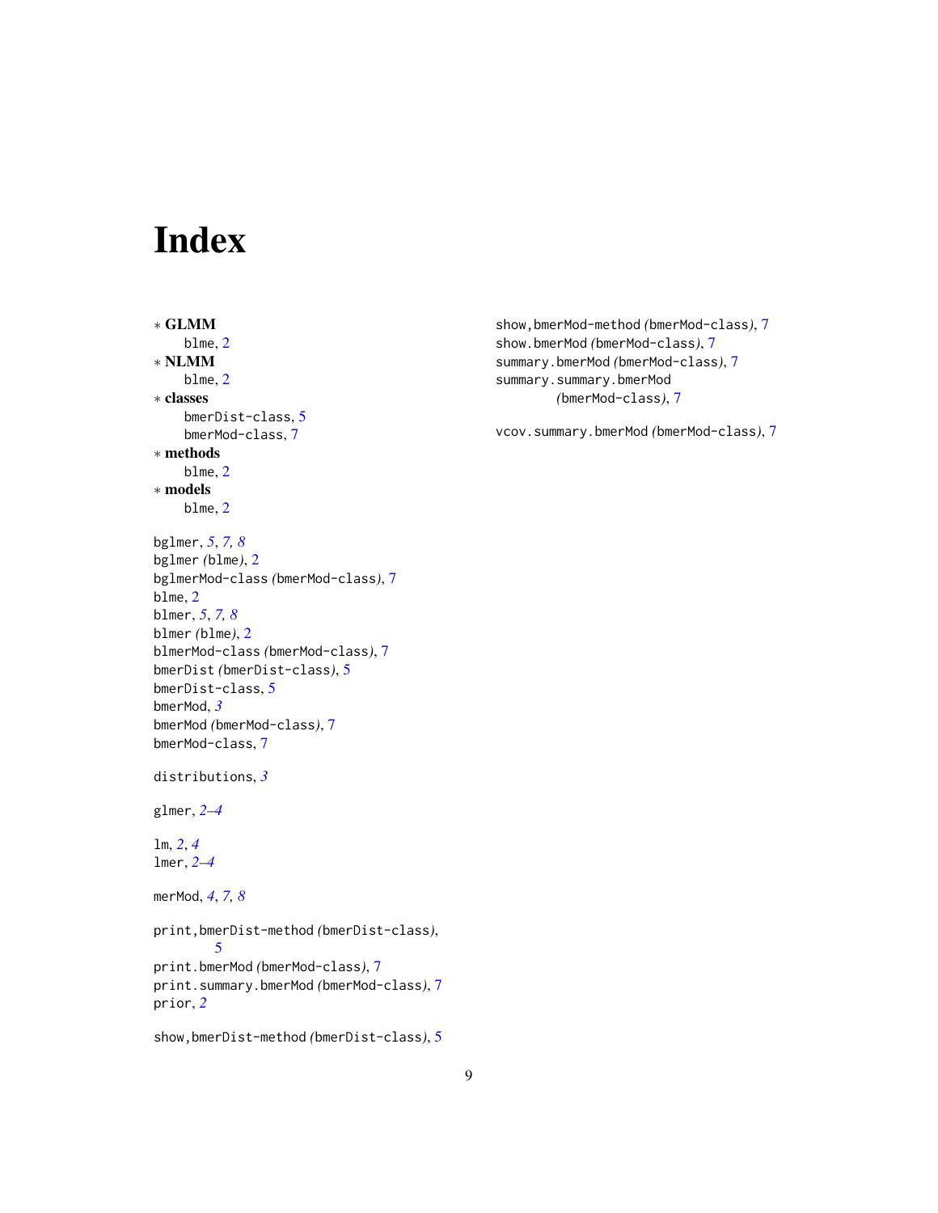# Index

* **GLMM**
  - blme, 2
* **NLMM**
  - blme, 2
* **classes**
  - bmerDist-class, 5
  - bmerMod-class, 7
* **methods**
  - blme, 2
* **models**
  - blme, 2

bglmer, *5*, *7, 8*
bglmer *(*blme*)*, 2
bglmerMod-class *(*bmerMod-class*)*, 7
blme, 2
blmer, *5*, *7, 8*
blmer *(*blme*)*, 2
blmerMod-class *(*bmerMod-class*)*, 7
bmerDist *(*bmerDist-class*)*, 5
bmerDist-class, 5
bmerMod, *3*
bmerMod *(*bmerMod-class*)*, 7
bmerMod-class, 7

distributions, *3*

glmer, *2–4*

lm, *2*, *4*
lmer, *2–4*

merMod, *4*, *7, 8*

print,bmerDist-method *(*bmerDist-class*)*, 5
print.bmerMod *(*bmerMod-class*)*, 7
print.summary.bmerMod *(*bmerMod-class*)*, 7
prior, *2*

show,bmerDist-method *(*bmerDist-class*)*, 5
show,bmerMod-method *(*bmerMod-class*)*, 7
show.bmerMod *(*bmerMod-class*)*, 7
summary.bmerMod *(*bmerMod-class*)*, 7
summary.summary.bmerMod *(*bmerMod-class*)*, 7

vcov.summary.bmerMod *(*bmerMod-class*)*, 7